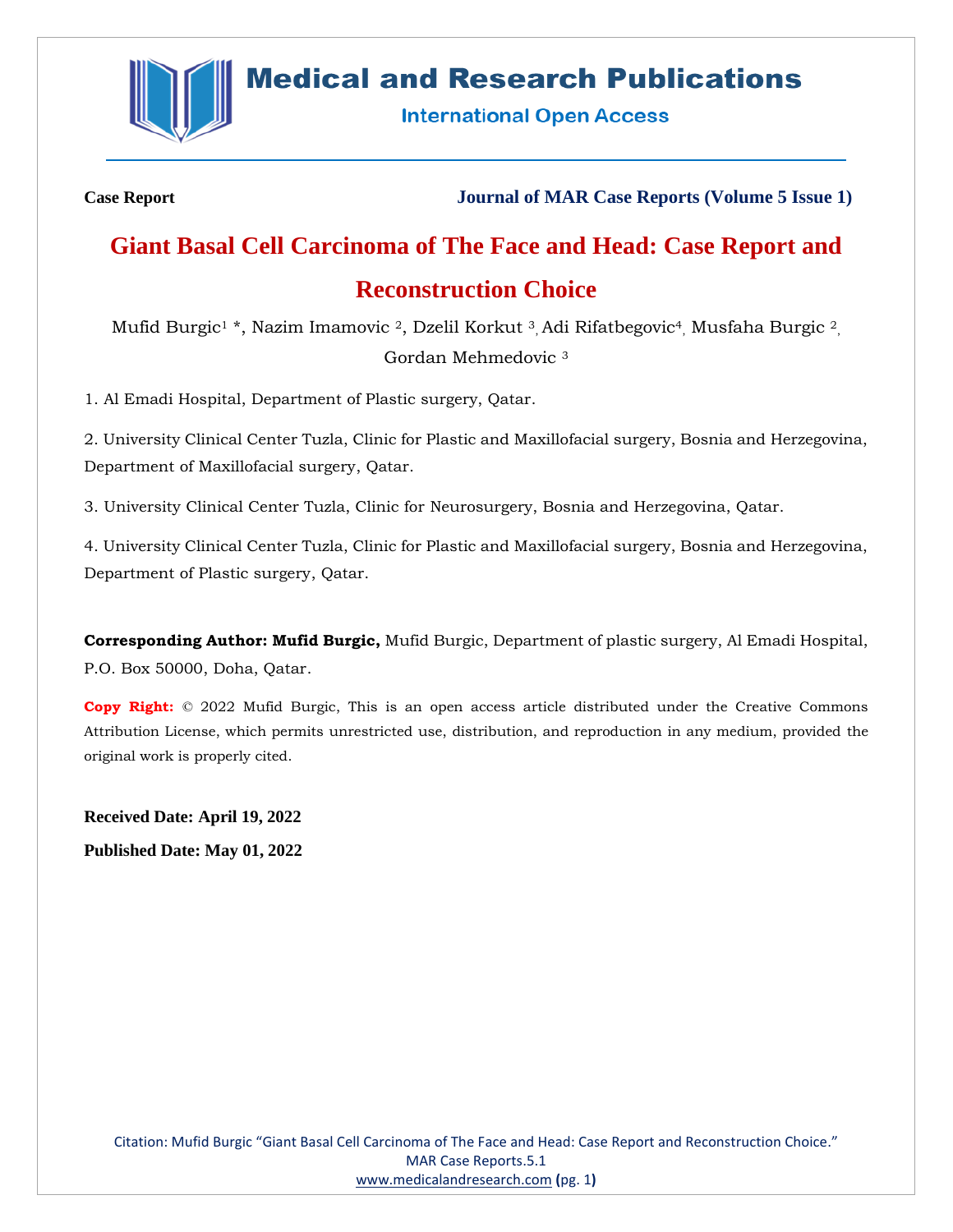Case Report

Journal of MAR Case Reports (Volume 5 Issue 1)

# Giant Basal Cell Carcinoma of The Face and Head: Case Report and Reconstruction Choice

Mufid Burgic[1] *, Nazim Imamovic [2], Dzelil Korkut [3], Adi Rifatbegovic[4], Musfaha Burgic [2], Gordan Mehmedovic [3]

1. Al Emadi Hospital, Department of Plastic surgery, Qatar.

2. University Clinical Center Tuzla, Clinic for Plastic and Maxillofacial surgery, Bosnia and Herzegovina, Department of Maxillofacial surgery, Qatar.

3. University Clinical Center Tuzla, Clinic for Neurosurgery, Bosnia and Herzegovina, Qatar.

4. University Clinical Center Tuzla, Clinic for Plastic and Maxillofacial surgery, Bosnia and Herzegovina, Department of Plastic surgery, Qatar.

**Corresponding Author: Mufid Burgic,** Mufid Burgic, Department of plastic surgery, Al Emadi Hospital, P.O. Box 50000, Doha, Qatar.

**Copy Right:** © 2022 Mufid Burgic, This is an open access article distributed under the Creative Commons Attribution License, which permits unrestricted use, distribution, and reproduction in any medium, provided the original work is properly cited.

**Received Date: April 19, 2022**

**Published Date: May 01, 2022**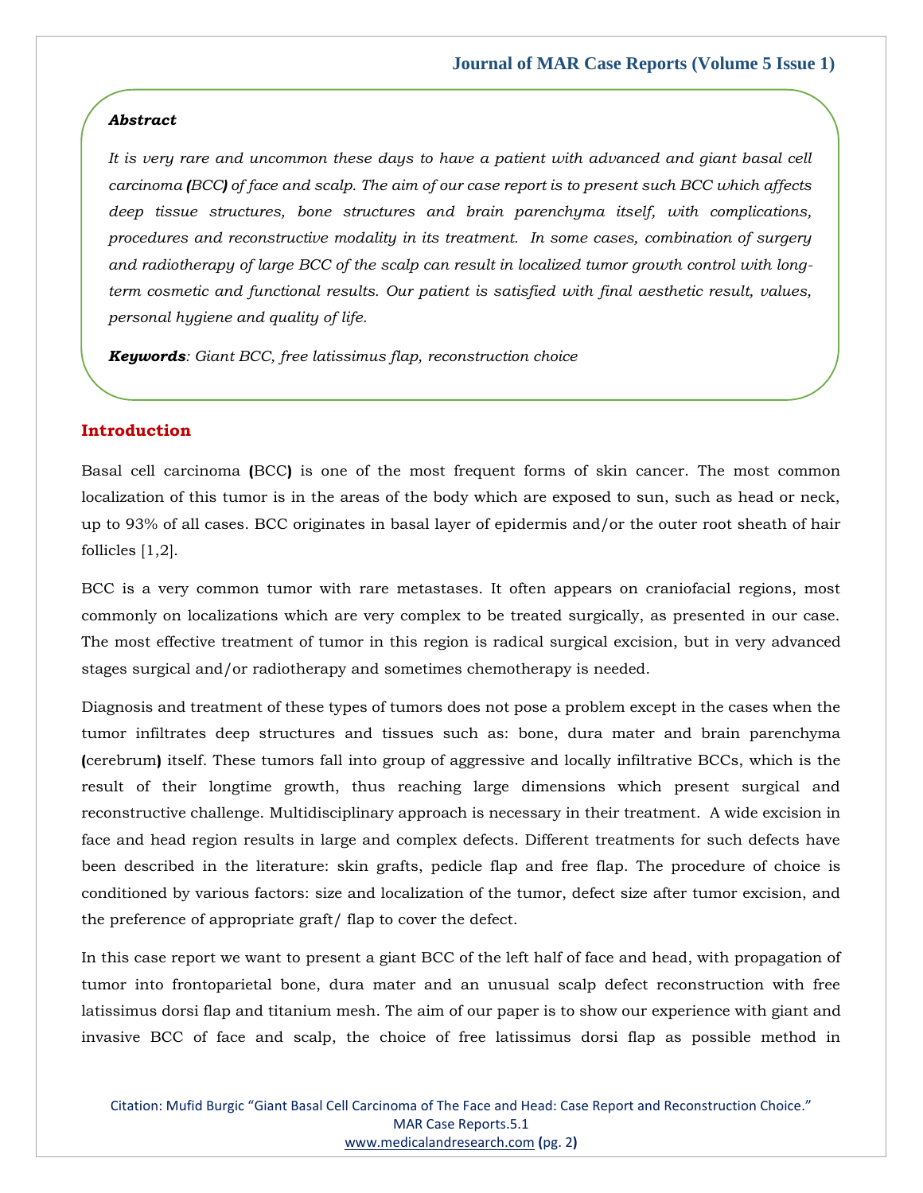***Abstract***

*It is very rare and uncommon these days to have a patient with advanced and giant basal cell carcinoma (BCC) of face and scalp. The aim of our case report is to present such BCC which affects deep tissue structures, bone structures and brain parenchyma itself, with complications, procedures and reconstructive modality in its treatment. In some cases, combination of surgery and radiotherapy of large BCC of the scalp can result in localized tumor growth control with long-term cosmetic and functional results. Our patient is satisfied with final aesthetic result, values, personal hygiene and quality of life.*

***Keywords****: Giant BCC, free latissimus flap, reconstruction choice*

## Introduction

Basal cell carcinoma (BCC) is one of the most frequent forms of skin cancer. The most common localization of this tumor is in the areas of the body which are exposed to sun, such as head or neck, up to 93% of all cases. BCC originates in basal layer of epidermis and/or the outer root sheath of hair follicles [1,2].

BCC is a very common tumor with rare metastases. It often appears on craniofacial regions, most commonly on localizations which are very complex to be treated surgically, as presented in our case. The most effective treatment of tumor in this region is radical surgical excision, but in very advanced stages surgical and/or radiotherapy and sometimes chemotherapy is needed.

Diagnosis and treatment of these types of tumors does not pose a problem except in the cases when the tumor infiltrates deep structures and tissues such as: bone, dura mater and brain parenchyma (cerebrum) itself. These tumors fall into group of aggressive and locally infiltrative BCCs, which is the result of their longtime growth, thus reaching large dimensions which present surgical and reconstructive challenge. Multidisciplinary approach is necessary in their treatment. A wide excision in face and head region results in large and complex defects. Different treatments for such defects have been described in the literature: skin grafts, pedicle flap and free flap. The procedure of choice is conditioned by various factors: size and localization of the tumor, defect size after tumor excision, and the preference of appropriate graft/ flap to cover the defect.

In this case report we want to present a giant BCC of the left half of face and head, with propagation of tumor into frontoparietal bone, dura mater and an unusual scalp defect reconstruction with free latissimus dorsi flap and titanium mesh. The aim of our paper is to show our experience with giant and invasive BCC of face and scalp, the choice of free latissimus dorsi flap as possible method in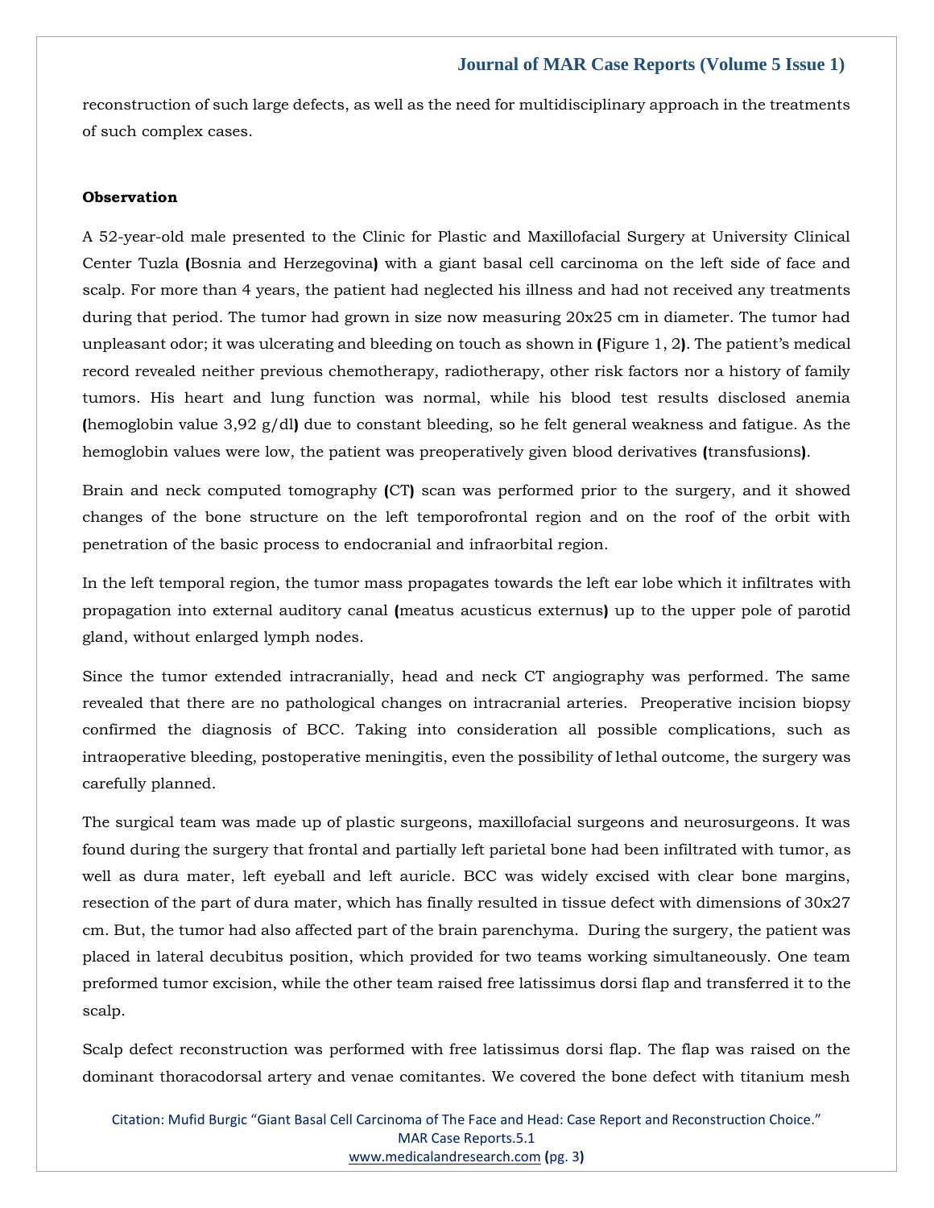reconstruction of such large defects, as well as the need for multidisciplinary approach in the treatments of such complex cases.

**Observation**

A 52-year-old male presented to the Clinic for Plastic and Maxillofacial Surgery at University Clinical Center Tuzla **(**Bosnia and Herzegovina**)** with a giant basal cell carcinoma on the left side of face and scalp. For more than 4 years, the patient had neglected his illness and had not received any treatments during that period. The tumor had grown in size now measuring 20x25 cm in diameter. The tumor had unpleasant odor; it was ulcerating and bleeding on touch as shown in **(**Figure 1, 2**)**. The patient's medical record revealed neither previous chemotherapy, radiotherapy, other risk factors nor a history of family tumors. His heart and lung function was normal, while his blood test results disclosed anemia **(**hemoglobin value 3,92 g/dl**)** due to constant bleeding, so he felt general weakness and fatigue. As the hemoglobin values were low, the patient was preoperatively given blood derivatives **(**transfusions**)**.

Brain and neck computed tomography **(**CT**)** scan was performed prior to the surgery, and it showed changes of the bone structure on the left temporofrontal region and on the roof of the orbit with penetration of the basic process to endocranial and infraorbital region.

In the left temporal region, the tumor mass propagates towards the left ear lobe which it infiltrates with propagation into external auditory canal **(**meatus acusticus externus**)** up to the upper pole of parotid gland, without enlarged lymph nodes.

Since the tumor extended intracranially, head and neck CT angiography was performed. The same revealed that there are no pathological changes on intracranial arteries. Preoperative incision biopsy confirmed the diagnosis of BCC. Taking into consideration all possible complications, such as intraoperative bleeding, postoperative meningitis, even the possibility of lethal outcome, the surgery was carefully planned.

The surgical team was made up of plastic surgeons, maxillofacial surgeons and neurosurgeons. It was found during the surgery that frontal and partially left parietal bone had been infiltrated with tumor, as well as dura mater, left eyeball and left auricle. BCC was widely excised with clear bone margins, resection of the part of dura mater, which has finally resulted in tissue defect with dimensions of 30x27 cm. But, the tumor had also affected part of the brain parenchyma. During the surgery, the patient was placed in lateral decubitus position, which provided for two teams working simultaneously. One team preformed tumor excision, while the other team raised free latissimus dorsi flap and transferred it to the scalp.

Scalp defect reconstruction was performed with free latissimus dorsi flap. The flap was raised on the dominant thoracodorsal artery and venae comitantes. We covered the bone defect with titanium mesh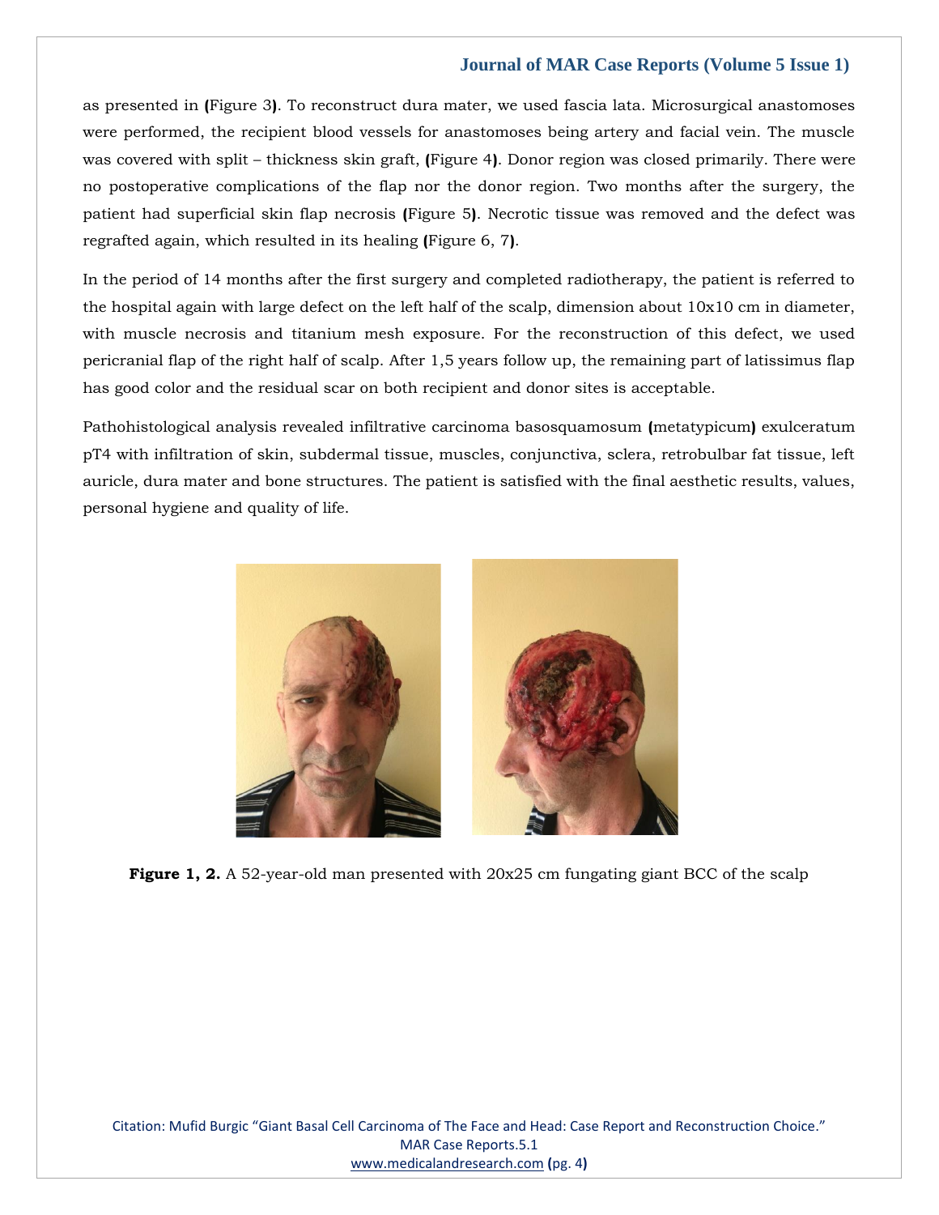as presented in (Figure 3). To reconstruct dura mater, we used fascia lata. Microsurgical anastomoses were performed, the recipient blood vessels for anastomoses being artery and facial vein. The muscle was covered with split – thickness skin graft, (Figure 4). Donor region was closed primarily. There were no postoperative complications of the flap nor the donor region. Two months after the surgery, the patient had superficial skin flap necrosis (Figure 5). Necrotic tissue was removed and the defect was regrafted again, which resulted in its healing (Figure 6, 7).

In the period of 14 months after the first surgery and completed radiotherapy, the patient is referred to the hospital again with large defect on the left half of the scalp, dimension about 10x10 cm in diameter, with muscle necrosis and titanium mesh exposure. For the reconstruction of this defect, we used pericranial flap of the right half of scalp. After 1,5 years follow up, the remaining part of latissimus flap has good color and the residual scar on both recipient and donor sites is acceptable.

Pathohistological analysis revealed infiltrative carcinoma basosquamosum (metatypicum) exulceratum pT4 with infiltration of skin, subdermal tissue, muscles, conjunctiva, sclera, retrobulbar fat tissue, left auricle, dura mater and bone structures. The patient is satisfied with the final aesthetic results, values, personal hygiene and quality of life.

**Figure 1, 2.** A 52-year-old man presented with 20x25 cm fungating giant BCC of the scalp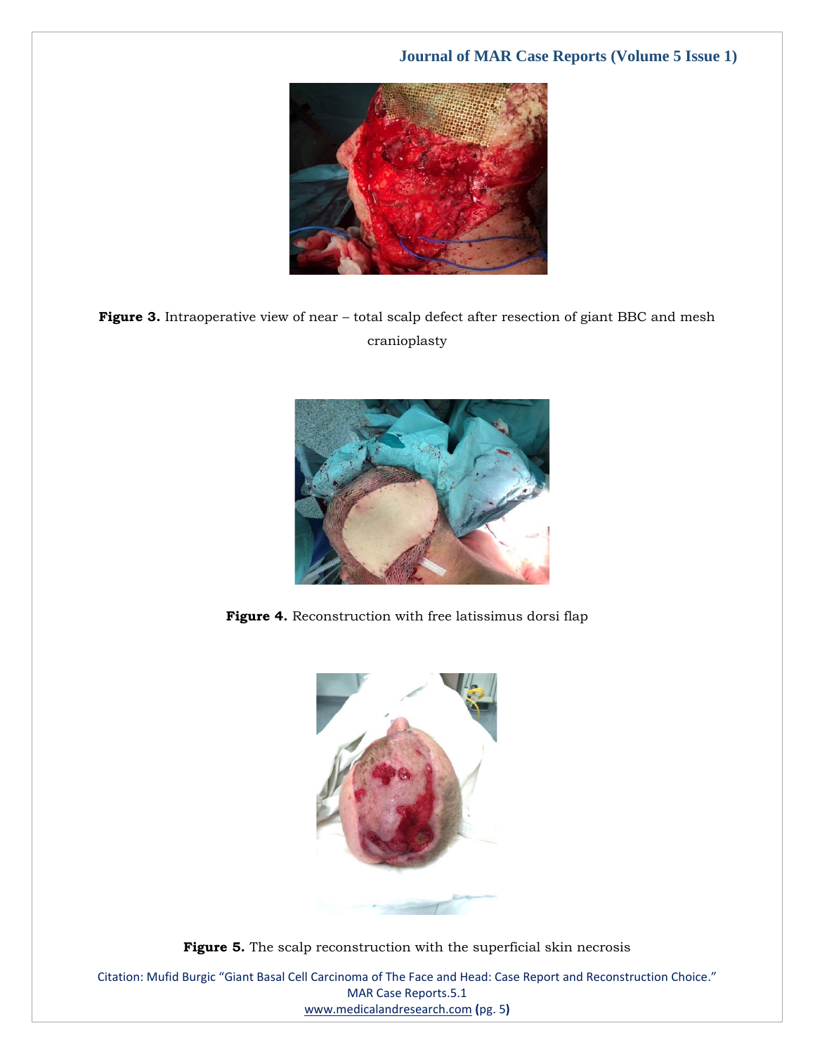**Figure 3.** Intraoperative view of near – total scalp defect after resection of giant BBC and mesh cranioplasty

**Figure 4.** Reconstruction with free latissimus dorsi flap

**Figure 5.** The scalp reconstruction with the superficial skin necrosis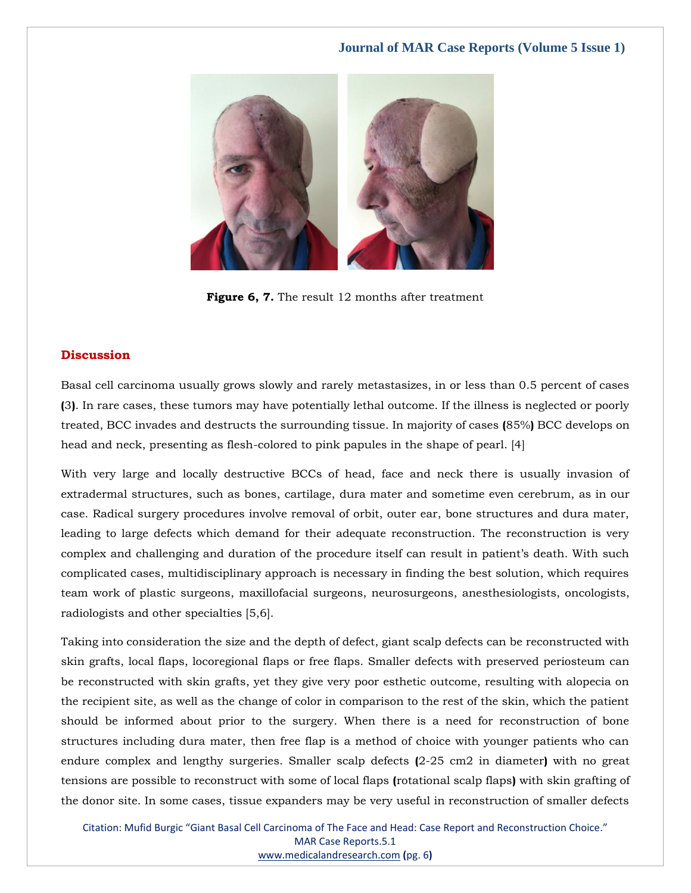**Figure 6, 7.** The result 12 months after treatment

## Discussion

Basal cell carcinoma usually grows slowly and rarely metastasizes, in or less than 0.5 percent of cases (3). In rare cases, these tumors may have potentially lethal outcome. If the illness is neglected or poorly treated, BCC invades and destructs the surrounding tissue. In majority of cases (85%) BCC develops on head and neck, presenting as flesh-colored to pink papules in the shape of pearl. [4]

With very large and locally destructive BCCs of head, face and neck there is usually invasion of extradermal structures, such as bones, cartilage, dura mater and sometime even cerebrum, as in our case. Radical surgery procedures involve removal of orbit, outer ear, bone structures and dura mater, leading to large defects which demand for their adequate reconstruction. The reconstruction is very complex and challenging and duration of the procedure itself can result in patient's death. With such complicated cases, multidisciplinary approach is necessary in finding the best solution, which requires team work of plastic surgeons, maxillofacial surgeons, neurosurgeons, anesthesiologists, oncologists, radiologists and other specialties [5,6].

Taking into consideration the size and the depth of defect, giant scalp defects can be reconstructed with skin grafts, local flaps, locoregional flaps or free flaps. Smaller defects with preserved periosteum can be reconstructed with skin grafts, yet they give very poor esthetic outcome, resulting with alopecia on the recipient site, as well as the change of color in comparison to the rest of the skin, which the patient should be informed about prior to the surgery. When there is a need for reconstruction of bone structures including dura mater, then free flap is a method of choice with younger patients who can endure complex and lengthy surgeries. Smaller scalp defects (2-25 cm2 in diameter) with no great tensions are possible to reconstruct with some of local flaps (rotational scalp flaps) with skin grafting of the donor site. In some cases, tissue expanders may be very useful in reconstruction of smaller defects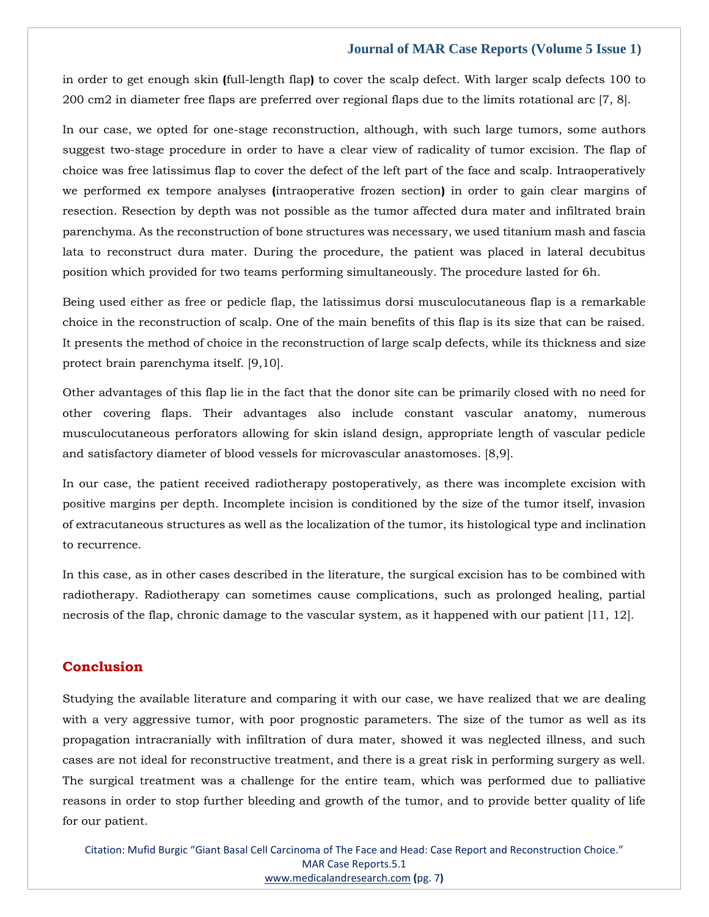in order to get enough skin (full-length flap) to cover the scalp defect. With larger scalp defects 100 to 200 cm2 in diameter free flaps are preferred over regional flaps due to the limits rotational arc [7, 8].

In our case, we opted for one-stage reconstruction, although, with such large tumors, some authors suggest two-stage procedure in order to have a clear view of radicality of tumor excision. The flap of choice was free latissimus flap to cover the defect of the left part of the face and scalp. Intraoperatively we performed ex tempore analyses (intraoperative frozen section) in order to gain clear margins of resection. Resection by depth was not possible as the tumor affected dura mater and infiltrated brain parenchyma. As the reconstruction of bone structures was necessary, we used titanium mash and fascia lata to reconstruct dura mater. During the procedure, the patient was placed in lateral decubitus position which provided for two teams performing simultaneously. The procedure lasted for 6h.

Being used either as free or pedicle flap, the latissimus dorsi musculocutaneous flap is a remarkable choice in the reconstruction of scalp. One of the main benefits of this flap is its size that can be raised. It presents the method of choice in the reconstruction of large scalp defects, while its thickness and size protect brain parenchyma itself. [9,10].

Other advantages of this flap lie in the fact that the donor site can be primarily closed with no need for other covering flaps. Their advantages also include constant vascular anatomy, numerous musculocutaneous perforators allowing for skin island design, appropriate length of vascular pedicle and satisfactory diameter of blood vessels for microvascular anastomoses. [8,9].

In our case, the patient received radiotherapy postoperatively, as there was incomplete excision with positive margins per depth. Incomplete incision is conditioned by the size of the tumor itself, invasion of extracutaneous structures as well as the localization of the tumor, its histological type and inclination to recurrence.

In this case, as in other cases described in the literature, the surgical excision has to be combined with radiotherapy. Radiotherapy can sometimes cause complications, such as prolonged healing, partial necrosis of the flap, chronic damage to the vascular system, as it happened with our patient [11, 12].

## Conclusion

Studying the available literature and comparing it with our case, we have realized that we are dealing with a very aggressive tumor, with poor prognostic parameters. The size of the tumor as well as its propagation intracranially with infiltration of dura mater, showed it was neglected illness, and such cases are not ideal for reconstructive treatment, and there is a great risk in performing surgery as well. The surgical treatment was a challenge for the entire team, which was performed due to palliative reasons in order to stop further bleeding and growth of the tumor, and to provide better quality of life for our patient.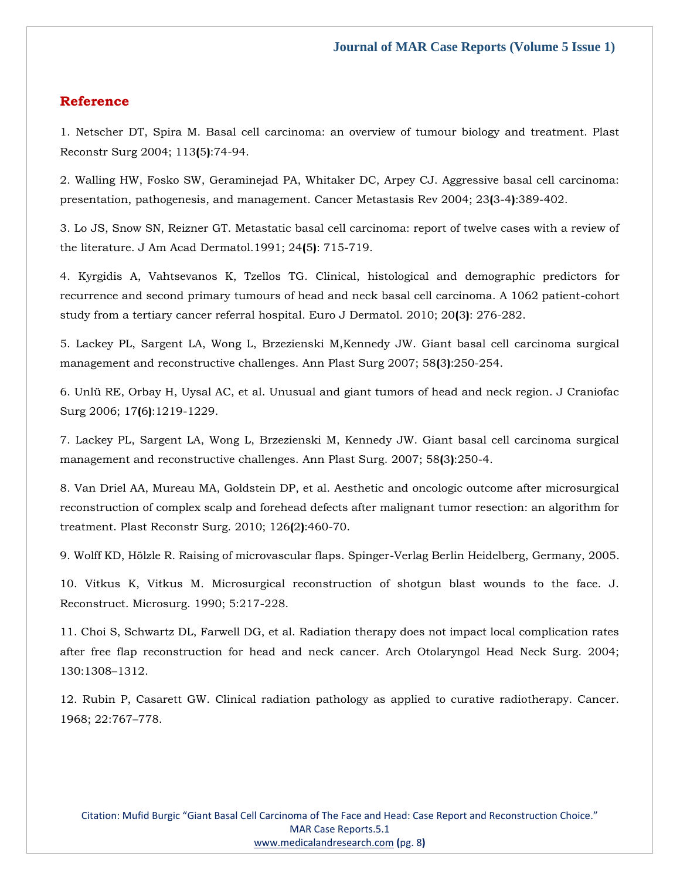## Reference

1. Netscher DT, Spira M. Basal cell carcinoma: an overview of tumour biology and treatment. Plast Reconstr Surg 2004; 113(5):74-94.

2. Walling HW, Fosko SW, Geraminejad PA, Whitaker DC, Arpey CJ. Aggressive basal cell carcinoma: presentation, pathogenesis, and management. Cancer Metastasis Rev 2004; 23(3-4):389-402.

3. Lo JS, Snow SN, Reizner GT. Metastatic basal cell carcinoma: report of twelve cases with a review of the literature. J Am Acad Dermatol.1991; 24(5): 715-719.

4. Kyrgidis A, Vahtsevanos K, Tzellos TG. Clinical, histological and demographic predictors for recurrence and second primary tumours of head and neck basal cell carcinoma. A 1062 patient-cohort study from a tertiary cancer referral hospital. Euro J Dermatol. 2010; 20(3): 276-282.

5. Lackey PL, Sargent LA, Wong L, Brzezienski M,Kennedy JW. Giant basal cell carcinoma surgical management and reconstructive challenges. Ann Plast Surg 2007; 58(3):250-254.

6. Unlŭ RE, Orbay H, Uysal AC, et al. Unusual and giant tumors of head and neck region. J Craniofac Surg 2006; 17(6):1219-1229.

7. Lackey PL, Sargent LA, Wong L, Brzezienski M, Kennedy JW. Giant basal cell carcinoma surgical management and reconstructive challenges. Ann Plast Surg. 2007; 58(3):250-4.

8. Van Driel AA, Mureau MA, Goldstein DP, et al. Aesthetic and oncologic outcome after microsurgical reconstruction of complex scalp and forehead defects after malignant tumor resection: an algorithm for treatment. Plast Reconstr Surg. 2010; 126(2):460-70.

9. Wolff KD, Hölzle R. Raising of microvascular flaps. Spinger-Verlag Berlin Heidelberg, Germany, 2005.

10. Vitkus K, Vitkus M. Microsurgical reconstruction of shotgun blast wounds to the face. J. Reconstruct. Microsurg. 1990; 5:217-228.

11. Choi S, Schwartz DL, Farwell DG, et al. Radiation therapy does not impact local complication rates after free flap reconstruction for head and neck cancer. Arch Otolaryngol Head Neck Surg. 2004; 130:1308–1312.

12. Rubin P, Casarett GW. Clinical radiation pathology as applied to curative radiotherapy. Cancer. 1968; 22:767–778.